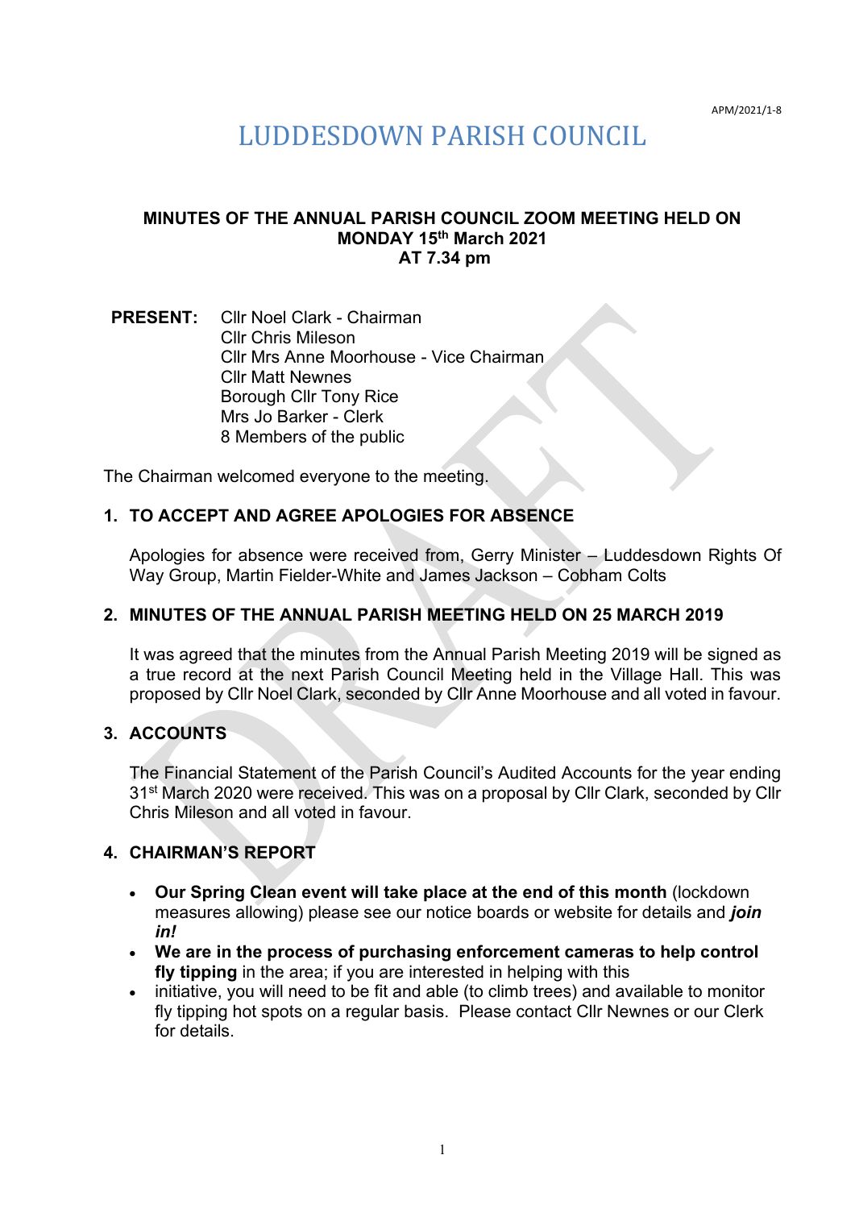APM/2021/1-8

# LUDDESDOWN PARISH COUNCIL

**MINUTES OF THE ANNUAL PARISH COUNCIL ZOOM MEETING HELD ON MONDAY 15th March 2021 AT 7.34 pm**

**PRESENT:** Cllr Noel Clark - Chairman
Cllr Chris Mileson
Cllr Mrs Anne Moorhouse - Vice Chairman
Cllr Matt Newnes
Borough Cllr Tony Rice
Mrs Jo Barker - Clerk
8 Members of the public

The Chairman welcomed everyone to the meeting.

## 1. TO ACCEPT AND AGREE APOLOGIES FOR ABSENCE

Apologies for absence were received from, Gerry Minister – Luddesdown Rights Of Way Group, Martin Fielder-White and James Jackson – Cobham Colts

## 2. MINUTES OF THE ANNUAL PARISH MEETING HELD ON 25 MARCH 2019

It was agreed that the minutes from the Annual Parish Meeting 2019 will be signed as a true record at the next Parish Council Meeting held in the Village Hall. This was proposed by Cllr Noel Clark, seconded by Cllr Anne Moorhouse and all voted in favour.

## 3. ACCOUNTS

The Financial Statement of the Parish Council's Audited Accounts for the year ending 31st March 2020 were received. This was on a proposal by Cllr Clark, seconded by Cllr Chris Mileson and all voted in favour.

## 4. CHAIRMAN'S REPORT

- **Our Spring Clean event will take place at the end of this month** (lockdown measures allowing) please see our notice boards or website for details and ***join in!***
- **We are in the process of purchasing enforcement cameras to help control fly tipping** in the area; if you are interested in helping with this
- initiative, you will need to be fit and able (to climb trees) and available to monitor fly tipping hot spots on a regular basis. Please contact Cllr Newnes or our Clerk for details.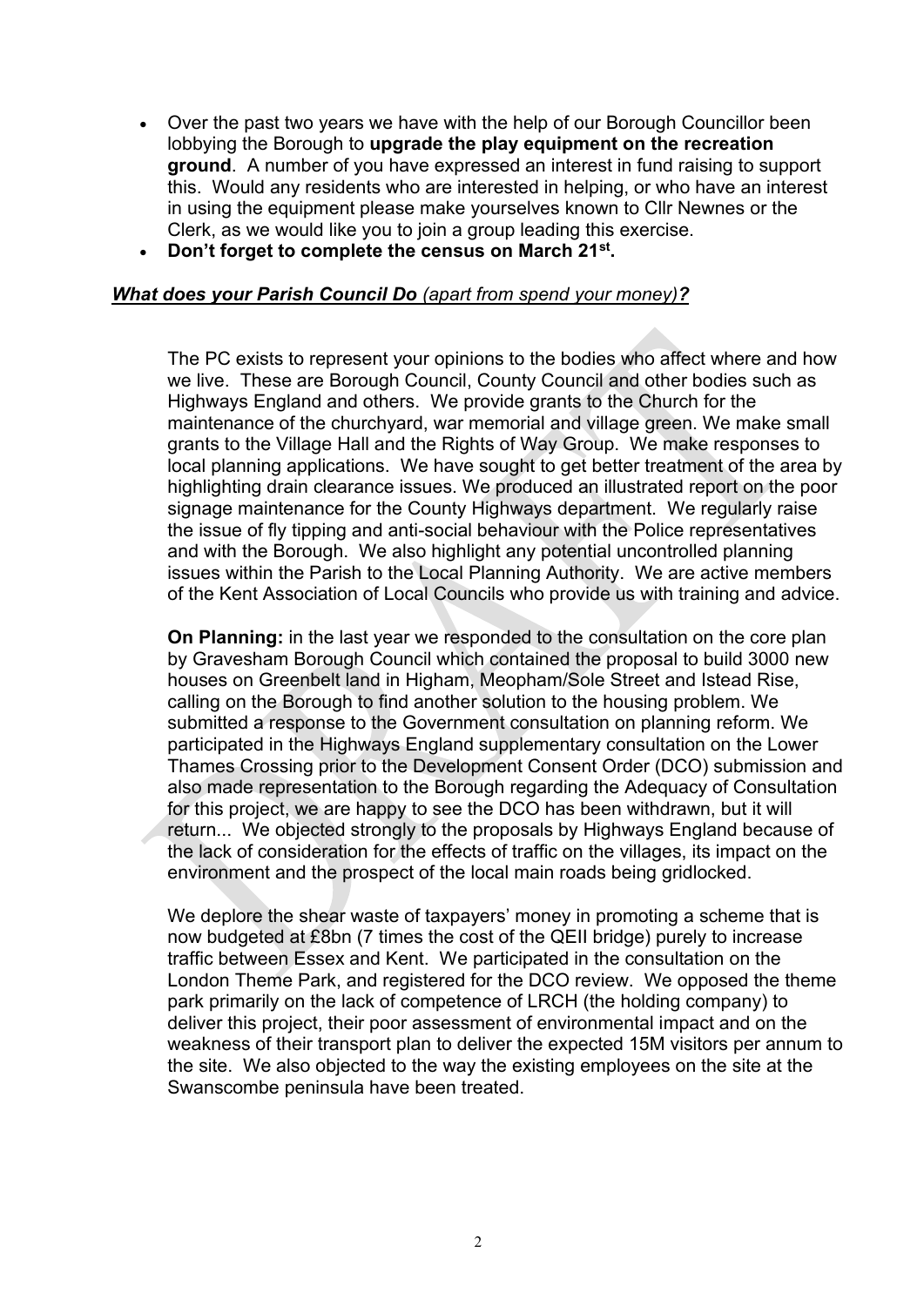- Over the past two years we have with the help of our Borough Councillor been lobbying the Borough to **upgrade the play equipment on the recreation ground**. A number of you have expressed an interest in fund raising to support this. Would any residents who are interested in helping, or who have an interest in using the equipment please make yourselves known to Cllr Newnes or the Clerk, as we would like you to join a group leading this exercise.
- **Don't forget to complete the census on March 21st.**

***<u>What does your Parish Council Do</u>*** *<u>(apart from spend your money)</u>****<u>?</u>***

The PC exists to represent your opinions to the bodies who affect where and how we live. These are Borough Council, County Council and other bodies such as Highways England and others. We provide grants to the Church for the maintenance of the churchyard, war memorial and village green. We make small grants to the Village Hall and the Rights of Way Group. We make responses to local planning applications. We have sought to get better treatment of the area by highlighting drain clearance issues. We produced an illustrated report on the poor signage maintenance for the County Highways department. We regularly raise the issue of fly tipping and anti-social behaviour with the Police representatives and with the Borough. We also highlight any potential uncontrolled planning issues within the Parish to the Local Planning Authority. We are active members of the Kent Association of Local Councils who provide us with training and advice.

**On Planning:** in the last year we responded to the consultation on the core plan by Gravesham Borough Council which contained the proposal to build 3000 new houses on Greenbelt land in Higham, Meopham/Sole Street and Istead Rise, calling on the Borough to find another solution to the housing problem. We submitted a response to the Government consultation on planning reform. We participated in the Highways England supplementary consultation on the Lower Thames Crossing prior to the Development Consent Order (DCO) submission and also made representation to the Borough regarding the Adequacy of Consultation for this project, we are happy to see the DCO has been withdrawn, but it will return... We objected strongly to the proposals by Highways England because of the lack of consideration for the effects of traffic on the villages, its impact on the environment and the prospect of the local main roads being gridlocked.

We deplore the shear waste of taxpayers' money in promoting a scheme that is now budgeted at £8bn (7 times the cost of the QEII bridge) purely to increase traffic between Essex and Kent. We participated in the consultation on the London Theme Park, and registered for the DCO review. We opposed the theme park primarily on the lack of competence of LRCH (the holding company) to deliver this project, their poor assessment of environmental impact and on the weakness of their transport plan to deliver the expected 15M visitors per annum to the site. We also objected to the way the existing employees on the site at the Swanscombe peninsula have been treated.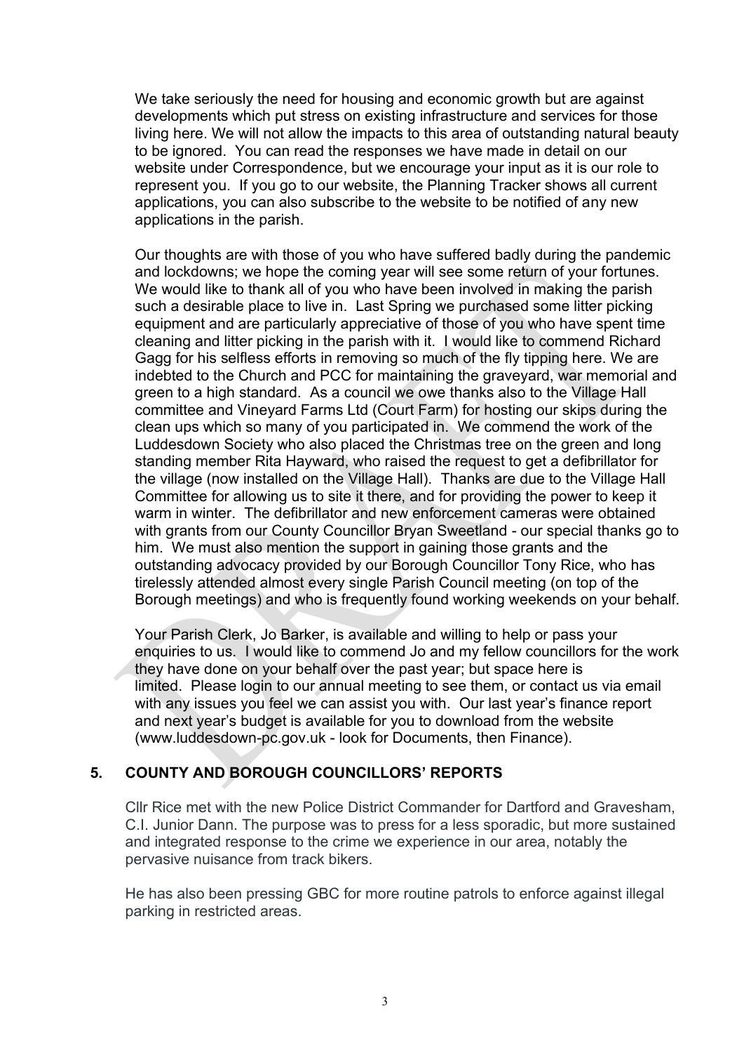We take seriously the need for housing and economic growth but are against developments which put stress on existing infrastructure and services for those living here. We will not allow the impacts to this area of outstanding natural beauty to be ignored. You can read the responses we have made in detail on our website under Correspondence, but we encourage your input as it is our role to represent you. If you go to our website, the Planning Tracker shows all current applications, you can also subscribe to the website to be notified of any new applications in the parish.

Our thoughts are with those of you who have suffered badly during the pandemic and lockdowns; we hope the coming year will see some return of your fortunes. We would like to thank all of you who have been involved in making the parish such a desirable place to live in. Last Spring we purchased some litter picking equipment and are particularly appreciative of those of you who have spent time cleaning and litter picking in the parish with it. I would like to commend Richard Gagg for his selfless efforts in removing so much of the fly tipping here. We are indebted to the Church and PCC for maintaining the graveyard, war memorial and green to a high standard. As a council we owe thanks also to the Village Hall committee and Vineyard Farms Ltd (Court Farm) for hosting our skips during the clean ups which so many of you participated in. We commend the work of the Luddesdown Society who also placed the Christmas tree on the green and long standing member Rita Hayward, who raised the request to get a defibrillator for the village (now installed on the Village Hall). Thanks are due to the Village Hall Committee for allowing us to site it there, and for providing the power to keep it warm in winter. The defibrillator and new enforcement cameras were obtained with grants from our County Councillor Bryan Sweetland - our special thanks go to him. We must also mention the support in gaining those grants and the outstanding advocacy provided by our Borough Councillor Tony Rice, who has tirelessly attended almost every single Parish Council meeting (on top of the Borough meetings) and who is frequently found working weekends on your behalf.

Your Parish Clerk, Jo Barker, is available and willing to help or pass your enquiries to us. I would like to commend Jo and my fellow councillors for the work they have done on your behalf over the past year; but space here is limited. Please login to our annual meeting to see them, or contact us via email with any issues you feel we can assist you with. Our last year's finance report and next year's budget is available for you to download from the website (www.luddesdown-pc.gov.uk - look for Documents, then Finance).

## 5. COUNTY AND BOROUGH COUNCILLORS' REPORTS

Cllr Rice met with the new Police District Commander for Dartford and Gravesham, C.I. Junior Dann. The purpose was to press for a less sporadic, but more sustained and integrated response to the crime we experience in our area, notably the pervasive nuisance from track bikers.

He has also been pressing GBC for more routine patrols to enforce against illegal parking in restricted areas.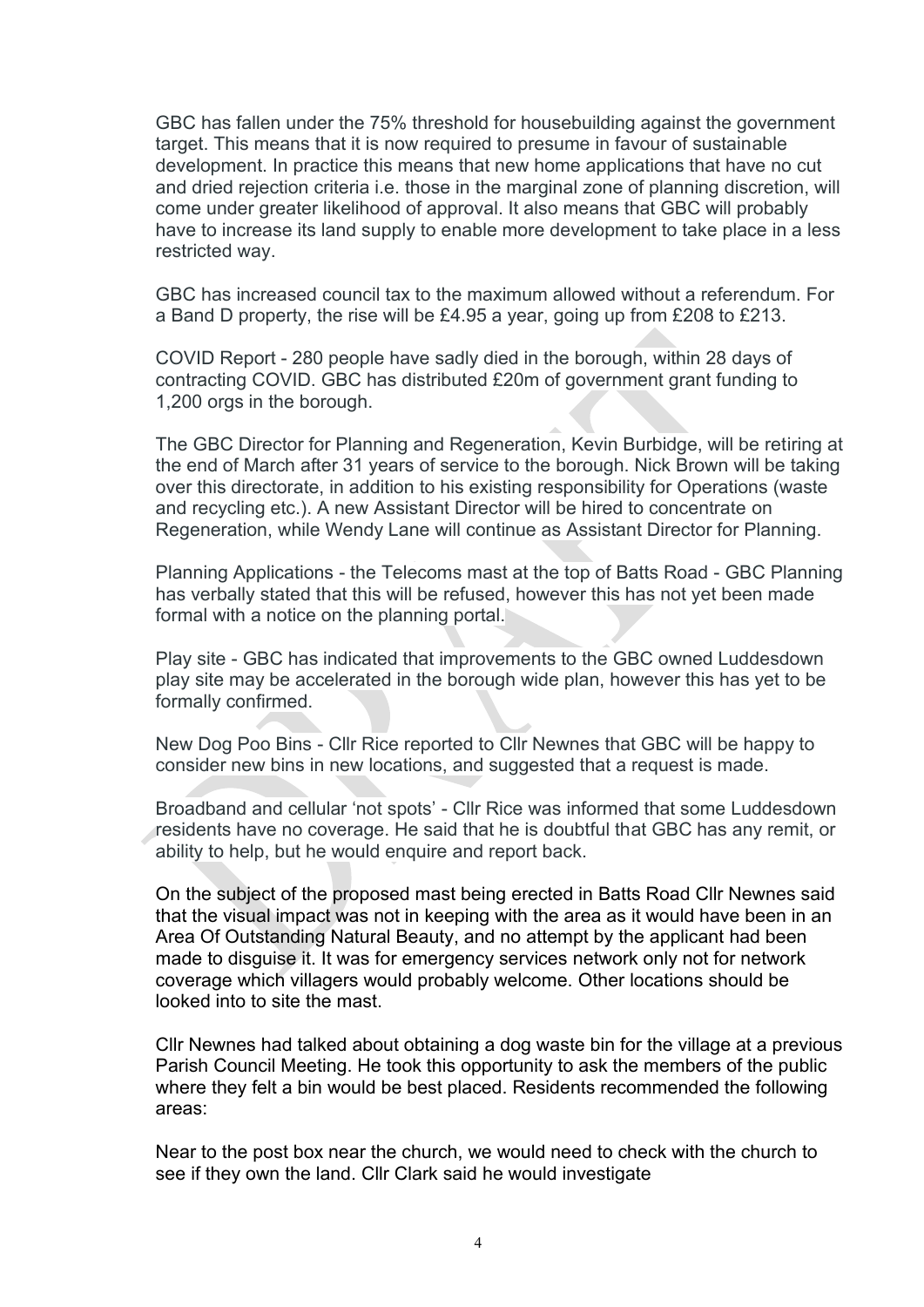GBC has fallen under the 75% threshold for housebuilding against the government target. This means that it is now required to presume in favour of sustainable development. In practice this means that new home applications that have no cut and dried rejection criteria i.e. those in the marginal zone of planning discretion, will come under greater likelihood of approval. It also means that GBC will probably have to increase its land supply to enable more development to take place in a less restricted way.

GBC has increased council tax to the maximum allowed without a referendum. For a Band D property, the rise will be £4.95 a year, going up from £208 to £213.

COVID Report - 280 people have sadly died in the borough, within 28 days of contracting COVID. GBC has distributed £20m of government grant funding to 1,200 orgs in the borough.

The GBC Director for Planning and Regeneration, Kevin Burbidge, will be retiring at the end of March after 31 years of service to the borough. Nick Brown will be taking over this directorate, in addition to his existing responsibility for Operations (waste and recycling etc.). A new Assistant Director will be hired to concentrate on Regeneration, while Wendy Lane will continue as Assistant Director for Planning.

Planning Applications - the Telecoms mast at the top of Batts Road - GBC Planning has verbally stated that this will be refused, however this has not yet been made formal with a notice on the planning portal.

Play site - GBC has indicated that improvements to the GBC owned Luddesdown play site may be accelerated in the borough wide plan, however this has yet to be formally confirmed.

New Dog Poo Bins - Cllr Rice reported to Cllr Newnes that GBC will be happy to consider new bins in new locations, and suggested that a request is made.

Broadband and cellular 'not spots' - Cllr Rice was informed that some Luddesdown residents have no coverage. He said that he is doubtful that GBC has any remit, or ability to help, but he would enquire and report back.

On the subject of the proposed mast being erected in Batts Road Cllr Newnes said that the visual impact was not in keeping with the area as it would have been in an Area Of Outstanding Natural Beauty, and no attempt by the applicant had been made to disguise it. It was for emergency services network only not for network coverage which villagers would probably welcome. Other locations should be looked into to site the mast.

Cllr Newnes had talked about obtaining a dog waste bin for the village at a previous Parish Council Meeting. He took this opportunity to ask the members of the public where they felt a bin would be best placed. Residents recommended the following areas:

Near to the post box near the church, we would need to check with the church to see if they own the land. Cllr Clark said he would investigate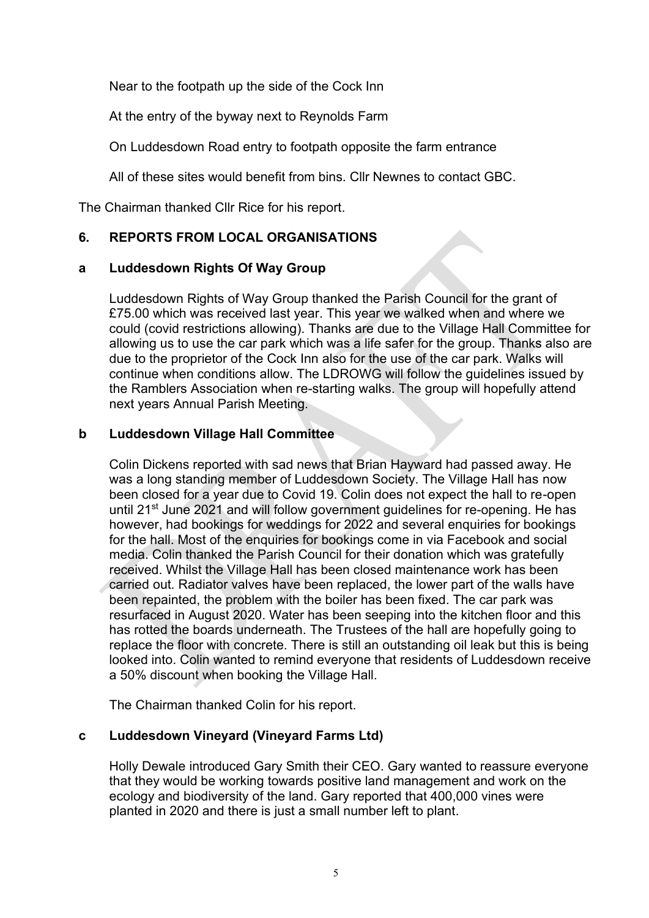Near to the footpath up the side of the Cock Inn

At the entry of the byway next to Reynolds Farm

On Luddesdown Road entry to footpath opposite the farm entrance

All of these sites would benefit from bins. Cllr Newnes to contact GBC.

The Chairman thanked Cllr Rice for his report.

## 6. REPORTS FROM LOCAL ORGANISATIONS

### a Luddesdown Rights Of Way Group

Luddesdown Rights of Way Group thanked the Parish Council for the grant of £75.00 which was received last year. This year we walked when and where we could (covid restrictions allowing). Thanks are due to the Village Hall Committee for allowing us to use the car park which was a life safer for the group. Thanks also are due to the proprietor of the Cock Inn also for the use of the car park. Walks will continue when conditions allow. The LDROWG will follow the guidelines issued by the Ramblers Association when re-starting walks. The group will hopefully attend next years Annual Parish Meeting.

### b Luddesdown Village Hall Committee

Colin Dickens reported with sad news that Brian Hayward had passed away. He was a long standing member of Luddesdown Society. The Village Hall has now been closed for a year due to Covid 19. Colin does not expect the hall to re-open until 21st June 2021 and will follow government guidelines for re-opening. He has however, had bookings for weddings for 2022 and several enquiries for bookings for the hall. Most of the enquiries for bookings come in via Facebook and social media. Colin thanked the Parish Council for their donation which was gratefully received. Whilst the Village Hall has been closed maintenance work has been carried out. Radiator valves have been replaced, the lower part of the walls have been repainted, the problem with the boiler has been fixed. The car park was resurfaced in August 2020. Water has been seeping into the kitchen floor and this has rotted the boards underneath. The Trustees of the hall are hopefully going to replace the floor with concrete. There is still an outstanding oil leak but this is being looked into. Colin wanted to remind everyone that residents of Luddesdown receive a 50% discount when booking the Village Hall.

The Chairman thanked Colin for his report.

### c Luddesdown Vineyard (Vineyard Farms Ltd)

Holly Dewale introduced Gary Smith their CEO. Gary wanted to reassure everyone that they would be working towards positive land management and work on the ecology and biodiversity of the land. Gary reported that 400,000 vines were planted in 2020 and there is just a small number left to plant.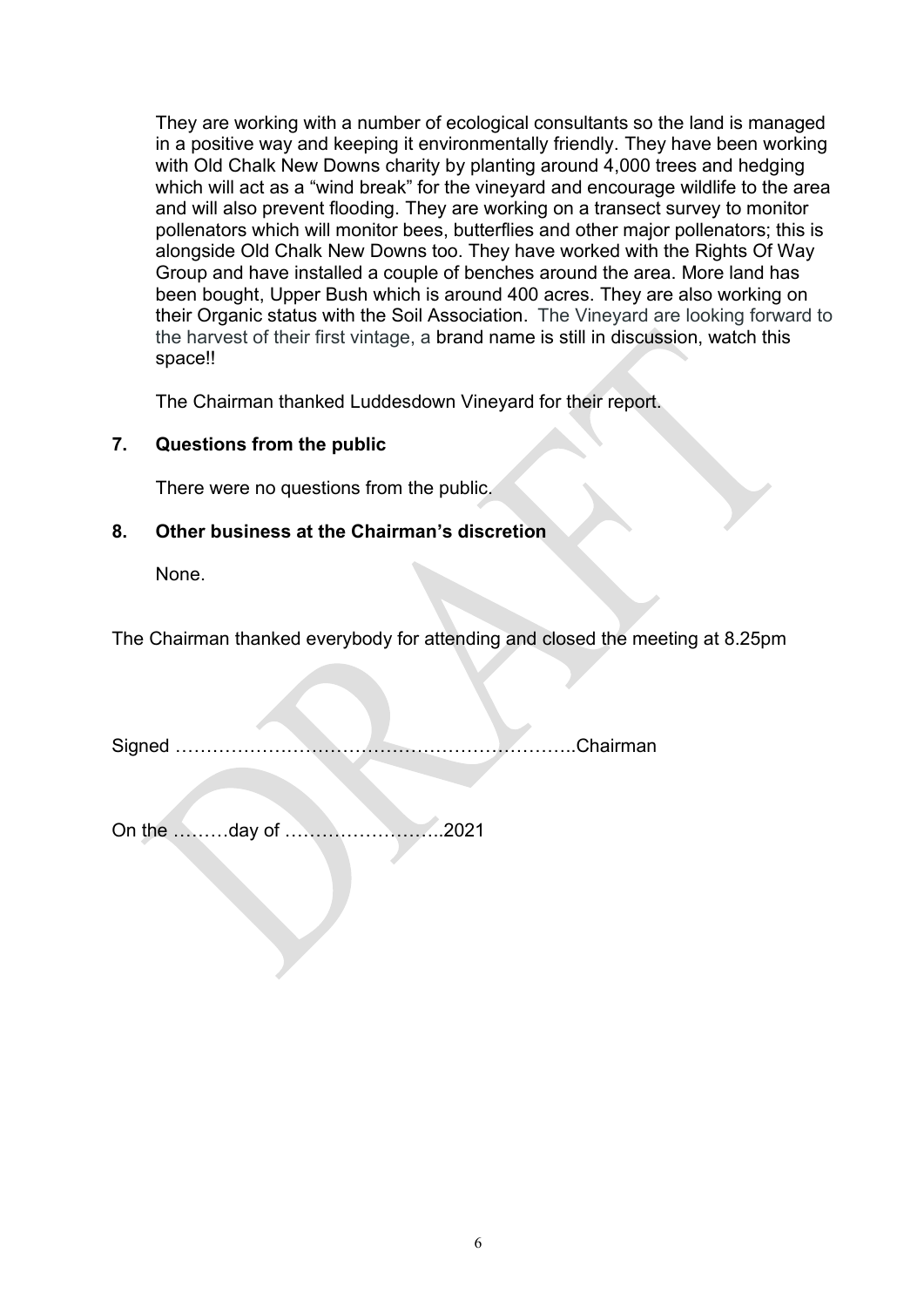They are working with a number of ecological consultants so the land is managed in a positive way and keeping it environmentally friendly. They have been working with Old Chalk New Downs charity by planting around 4,000 trees and hedging which will act as a "wind break" for the vineyard and encourage wildlife to the area and will also prevent flooding. They are working on a transect survey to monitor pollenators which will monitor bees, butterflies and other major pollenators; this is alongside Old Chalk New Downs too. They have worked with the Rights Of Way Group and have installed a couple of benches around the area. More land has been bought, Upper Bush which is around 400 acres. They are also working on their Organic status with the Soil Association. The Vineyard are looking forward to the harvest of their first vintage, a brand name is still in discussion, watch this space!!

The Chairman thanked Luddesdown Vineyard for their report.

**7. Questions from the public**

There were no questions from the public.

**8. Other business at the Chairman's discretion**

None.

The Chairman thanked everybody for attending and closed the meeting at 8.25pm

Signed ………………………………………………………..Chairman

On the ………day of ……………………..2021